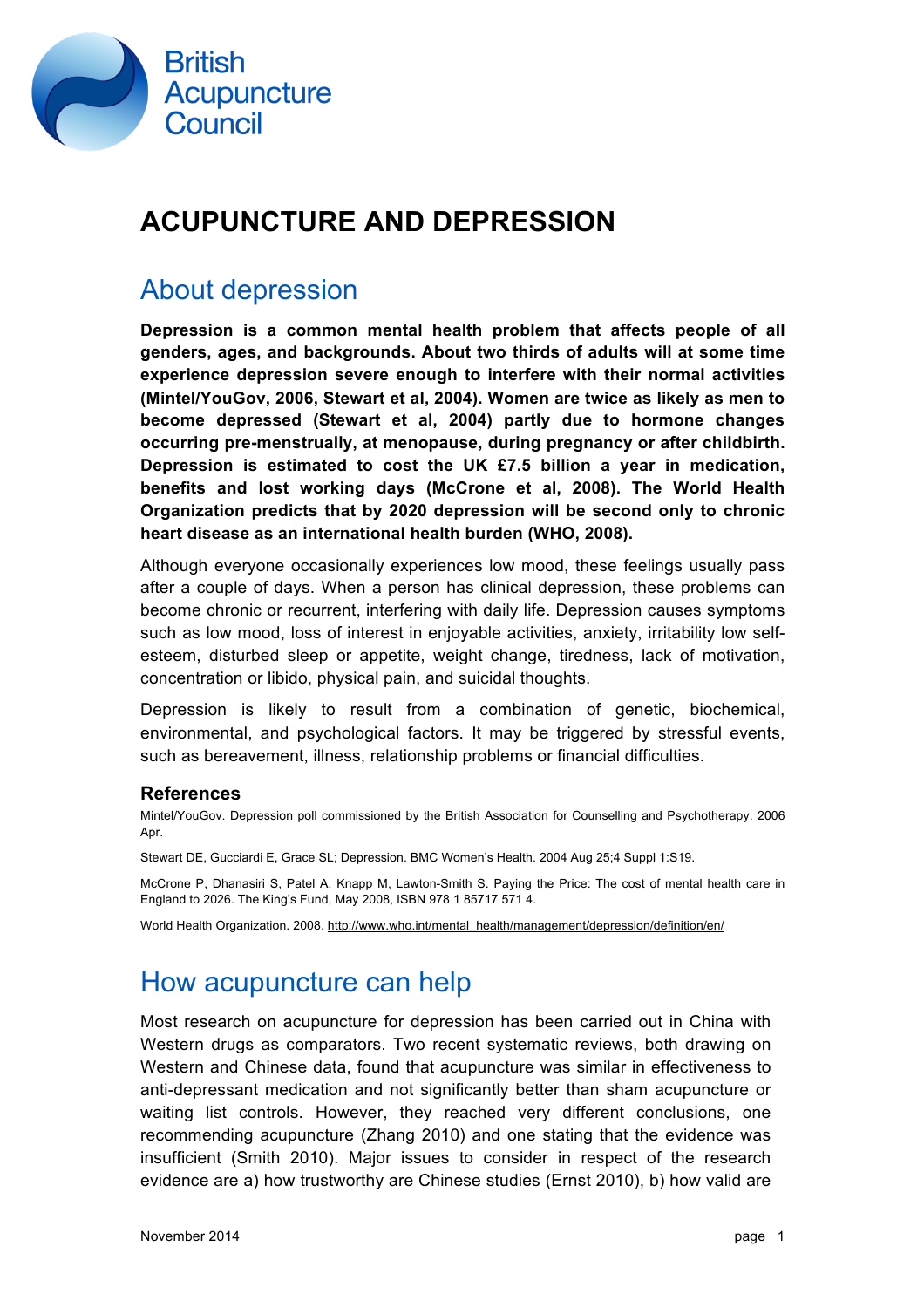British Acupuncture Council

# ACUPUNCTURE AND DEPRESSION

## About depression

**Depression is a common mental health problem that affects people of all genders, ages, and backgrounds. About two thirds of adults will at some time experience depression severe enough to interfere with their normal activities (Mintel/YouGov, 2006, Stewart et al, 2004). Women are twice as likely as men to become depressed (Stewart et al, 2004) partly due to hormone changes occurring pre-menstrually, at menopause, during pregnancy or after childbirth. Depression is estimated to cost the UK £7.5 billion a year in medication, benefits and lost working days (McCrone et al, 2008). The World Health Organization predicts that by 2020 depression will be second only to chronic heart disease as an international health burden (WHO, 2008).**

Although everyone occasionally experiences low mood, these feelings usually pass after a couple of days. When a person has clinical depression, these problems can become chronic or recurrent, interfering with daily life. Depression causes symptoms such as low mood, loss of interest in enjoyable activities, anxiety, irritability low self-esteem, disturbed sleep or appetite, weight change, tiredness, lack of motivation, concentration or libido, physical pain, and suicidal thoughts.

Depression is likely to result from a combination of genetic, biochemical, environmental, and psychological factors. It may be triggered by stressful events, such as bereavement, illness, relationship problems or financial difficulties.

### References

Mintel/YouGov. Depression poll commissioned by the British Association for Counselling and Psychotherapy. 2006 Apr.

Stewart DE, Gucciardi E, Grace SL; Depression. BMC Women's Health. 2004 Aug 25;4 Suppl 1:S19.

McCrone P, Dhanasiri S, Patel A, Knapp M, Lawton-Smith S. Paying the Price: The cost of mental health care in England to 2026. The King's Fund, May 2008, ISBN 978 1 85717 571 4.

World Health Organization. 2008. http://www.who.int/mental_health/management/depression/definition/en/

## How acupuncture can help

Most research on acupuncture for depression has been carried out in China with Western drugs as comparators. Two recent systematic reviews, both drawing on Western and Chinese data, found that acupuncture was similar in effectiveness to anti-depressant medication and not significantly better than sham acupuncture or waiting list controls. However, they reached very different conclusions, one recommending acupuncture (Zhang 2010) and one stating that the evidence was insufficient (Smith 2010). Major issues to consider in respect of the research evidence are a) how trustworthy are Chinese studies (Ernst 2010), b) how valid are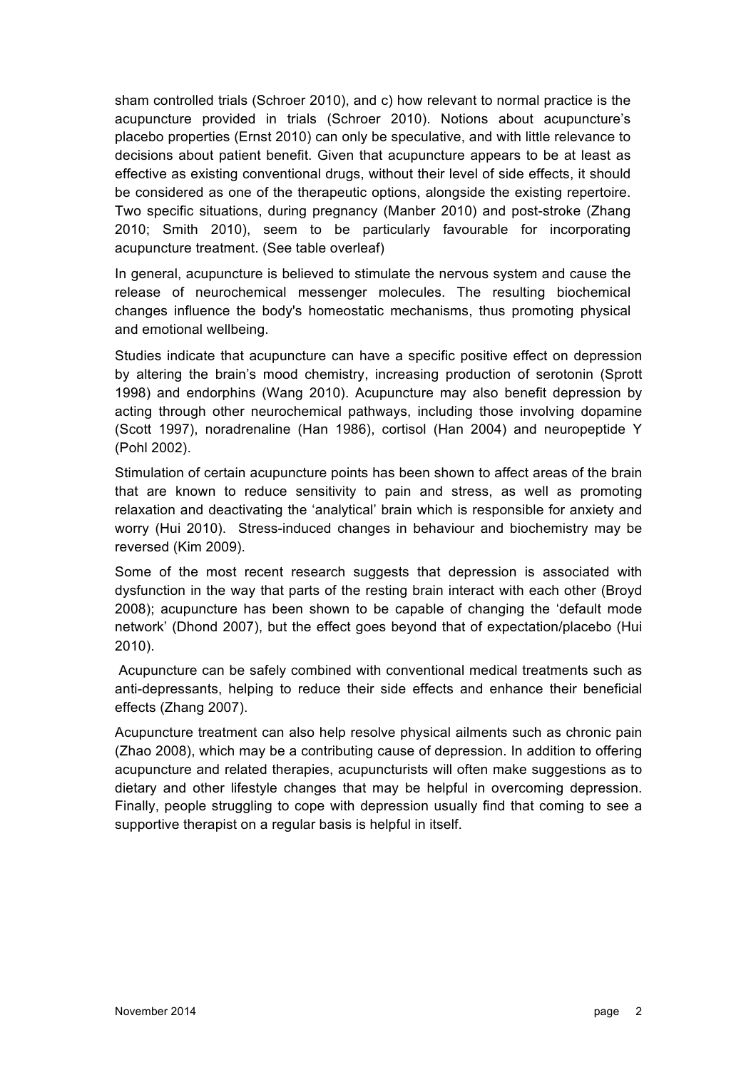sham controlled trials (Schroer 2010), and c) how relevant to normal practice is the acupuncture provided in trials (Schroer 2010). Notions about acupuncture's placebo properties (Ernst 2010) can only be speculative, and with little relevance to decisions about patient benefit. Given that acupuncture appears to be at least as effective as existing conventional drugs, without their level of side effects, it should be considered as one of the therapeutic options, alongside the existing repertoire. Two specific situations, during pregnancy (Manber 2010) and post-stroke (Zhang 2010; Smith 2010), seem to be particularly favourable for incorporating acupuncture treatment. (See table overleaf)

In general, acupuncture is believed to stimulate the nervous system and cause the release of neurochemical messenger molecules. The resulting biochemical changes influence the body's homeostatic mechanisms, thus promoting physical and emotional wellbeing.

Studies indicate that acupuncture can have a specific positive effect on depression by altering the brain's mood chemistry, increasing production of serotonin (Sprott 1998) and endorphins (Wang 2010). Acupuncture may also benefit depression by acting through other neurochemical pathways, including those involving dopamine (Scott 1997), noradrenaline (Han 1986), cortisol (Han 2004) and neuropeptide Y (Pohl 2002).

Stimulation of certain acupuncture points has been shown to affect areas of the brain that are known to reduce sensitivity to pain and stress, as well as promoting relaxation and deactivating the 'analytical' brain which is responsible for anxiety and worry (Hui 2010). Stress-induced changes in behaviour and biochemistry may be reversed (Kim 2009).

Some of the most recent research suggests that depression is associated with dysfunction in the way that parts of the resting brain interact with each other (Broyd 2008); acupuncture has been shown to be capable of changing the 'default mode network' (Dhond 2007), but the effect goes beyond that of expectation/placebo (Hui 2010).

Acupuncture can be safely combined with conventional medical treatments such as anti-depressants, helping to reduce their side effects and enhance their beneficial effects (Zhang 2007).

Acupuncture treatment can also help resolve physical ailments such as chronic pain (Zhao 2008), which may be a contributing cause of depression. In addition to offering acupuncture and related therapies, acupuncturists will often make suggestions as to dietary and other lifestyle changes that may be helpful in overcoming depression. Finally, people struggling to cope with depression usually find that coming to see a supportive therapist on a regular basis is helpful in itself.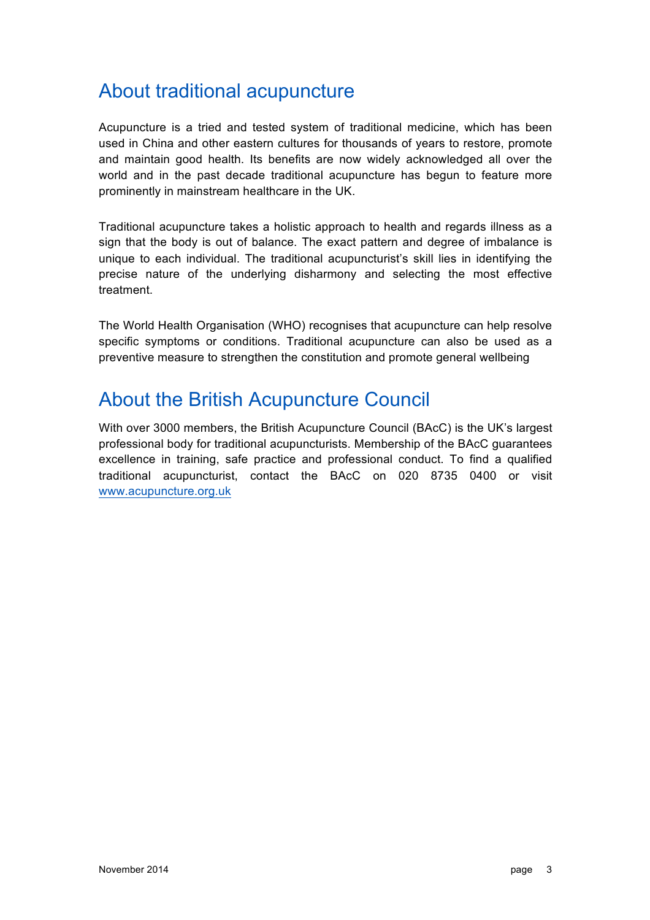## About traditional acupuncture

Acupuncture is a tried and tested system of traditional medicine, which has been used in China and other eastern cultures for thousands of years to restore, promote and maintain good health. Its benefits are now widely acknowledged all over the world and in the past decade traditional acupuncture has begun to feature more prominently in mainstream healthcare in the UK.

Traditional acupuncture takes a holistic approach to health and regards illness as a sign that the body is out of balance. The exact pattern and degree of imbalance is unique to each individual. The traditional acupuncturist's skill lies in identifying the precise nature of the underlying disharmony and selecting the most effective treatment.

The World Health Organisation (WHO) recognises that acupuncture can help resolve specific symptoms or conditions. Traditional acupuncture can also be used as a preventive measure to strengthen the constitution and promote general wellbeing

## About the British Acupuncture Council

With over 3000 members, the British Acupuncture Council (BAcC) is the UK's largest professional body for traditional acupuncturists. Membership of the BAcC guarantees excellence in training, safe practice and professional conduct. To find a qualified traditional acupuncturist, contact the BAcC on 020 8735 0400 or visit [www.acupuncture.org.uk](http://www.acupuncture.org.uk)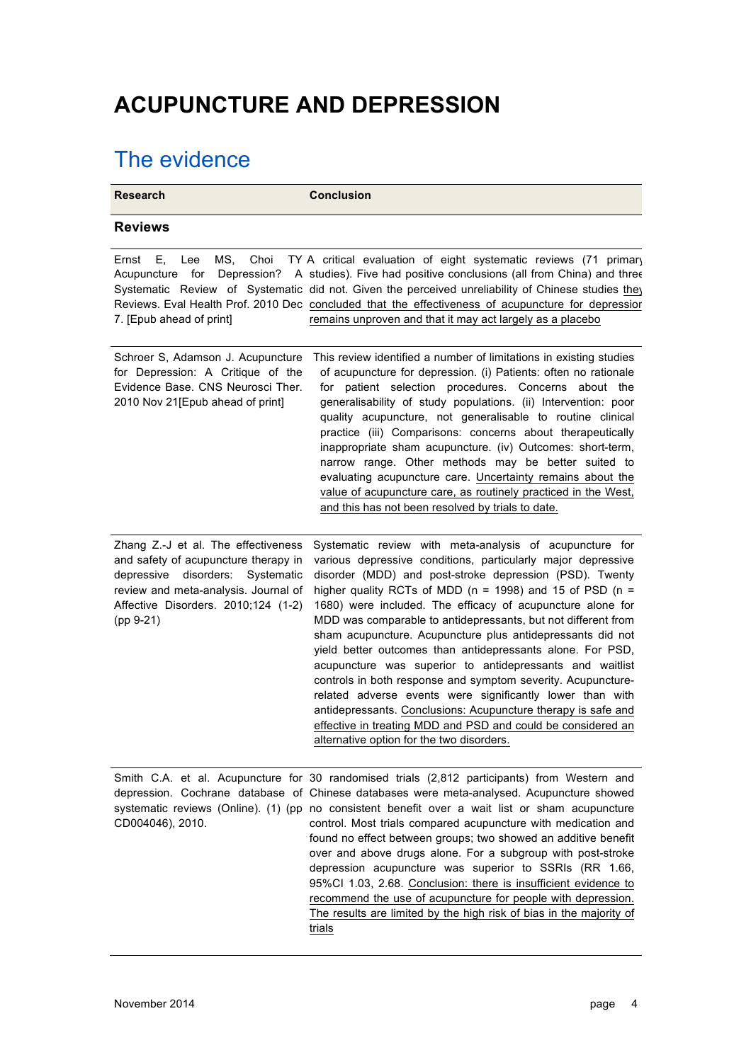# ACUPUNCTURE AND DEPRESSION

## The evidence

| Research | Conclusion |
|---|---|
| **Reviews** | |
| Ernst E, Lee MS, Choi TY Acupuncture for Depression? A Systematic Review of Systematic Reviews. Eval Health Prof. 2010 Dec 7. [Epub ahead of print] | A critical evaluation of eight systematic reviews (71 primary studies). Five had positive conclusions (all from China) and three did not. Given the perceived unreliability of Chinese studies they concluded that the effectiveness of acupuncture for depression remains unproven and that it may act largely as a placebo |
| Schroer S, Adamson J. Acupuncture for Depression: A Critique of the Evidence Base. CNS Neurosci Ther. 2010 Nov 21[Epub ahead of print] | This review identified a number of limitations in existing studies of acupuncture for depression. (i) Patients: often no rationale for patient selection procedures. Concerns about the generalisability of study populations. (ii) Intervention: poor quality acupuncture, not generalisable to routine clinical practice (iii) Comparisons: concerns about therapeutically inappropriate sham acupuncture. (iv) Outcomes: short-term, narrow range. Other methods may be better suited to evaluating acupuncture care. Uncertainty remains about the value of acupuncture care, as routinely practiced in the West, and this has not been resolved by trials to date. |
| Zhang Z.-J et al. The effectiveness and safety of acupuncture therapy in depressive disorders: Systematic review and meta-analysis. Journal of Affective Disorders. 2010;124 (1-2) (pp 9-21) | Systematic review with meta-analysis of acupuncture for various depressive conditions, particularly major depressive disorder (MDD) and post-stroke depression (PSD). Twenty higher quality RCTs of MDD (n = 1998) and 15 of PSD (n = 1680) were included. The efficacy of acupuncture alone for MDD was comparable to antidepressants, but not different from sham acupuncture. Acupuncture plus antidepressants did not yield better outcomes than antidepressants alone. For PSD, acupuncture was superior to antidepressants and waitlist controls in both response and symptom severity. Acupuncture-related adverse events were significantly lower than with antidepressants. Conclusions: Acupuncture therapy is safe and effective in treating MDD and PSD and could be considered an alternative option for the two disorders. |
| Smith C.A. et al. Acupuncture for depression. Cochrane database of systematic reviews (Online). (1) (pp CD004046), 2010. | 30 randomised trials (2,812 participants) from Western and Chinese databases were meta-analysed. Acupuncture showed no consistent benefit over a wait list or sham acupuncture control. Most trials compared acupuncture with medication and found no effect between groups; two showed an additive benefit over and above drugs alone. For a subgroup with post-stroke depression acupuncture was superior to SSRIs (RR 1.66, 95%CI 1.03, 2.68. Conclusion: there is insufficient evidence to recommend the use of acupuncture for people with depression. The results are limited by the high risk of bias in the majority of trials |

November 2014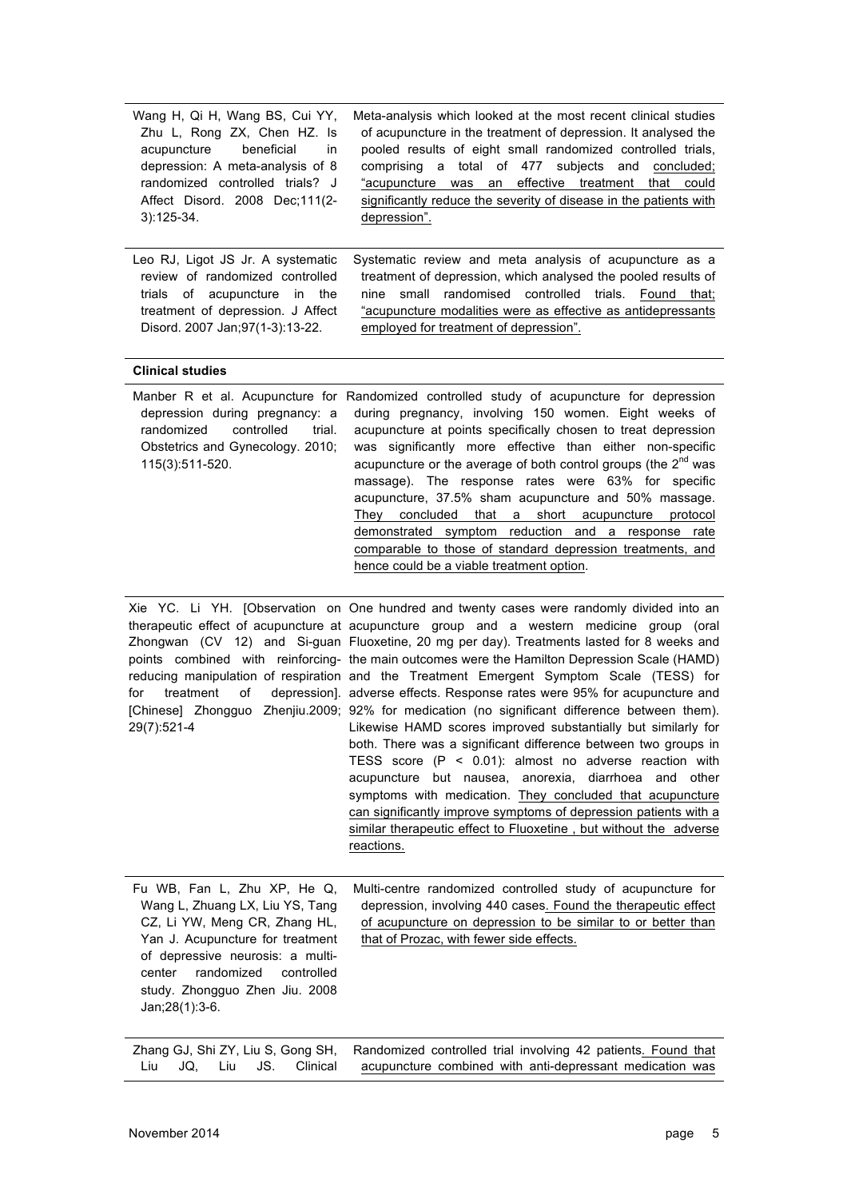| | |
|---|---|
| Wang H, Qi H, Wang BS, Cui YY, Zhu L, Rong ZX, Chen HZ. Is acupuncture beneficial in depression: A meta-analysis of 8 randomized controlled trials? J Affect Disord. 2008 Dec;111(2-3):125-34. | Meta-analysis which looked at the most recent clinical studies of acupuncture in the treatment of depression. It analysed the pooled results of eight small randomized controlled trials, comprising a total of 477 subjects and concluded; "acupuncture was an effective treatment that could significantly reduce the severity of disease in the patients with depression". |
| Leo RJ, Ligot JS Jr. A systematic review of randomized controlled trials of acupuncture in the treatment of depression. J Affect Disord. 2007 Jan;97(1-3):13-22. | Systematic review and meta analysis of acupuncture as a treatment of depression, which analysed the pooled results of nine small randomised controlled trials. Found that; "acupuncture modalities were as effective as antidepressants employed for treatment of depression". |
| **Clinical studies** | |
| Manber R et al. Acupuncture for depression during pregnancy: a randomized controlled trial. Obstetrics and Gynecology. 2010; 115(3):511-520. | Randomized controlled study of acupuncture for depression during pregnancy, involving 150 women. Eight weeks of acupuncture at points specifically chosen to treat depression was significantly more effective than either non-specific acupuncture or the average of both control groups (the 2nd was massage). The response rates were 63% for specific acupuncture, 37.5% sham acupuncture and 50% massage. They concluded that a short acupuncture protocol demonstrated symptom reduction and a response rate comparable to those of standard depression treatments, and hence could be a viable treatment option. |
| Xie YC. Li YH. [Observation on therapeutic effect of acupuncture at Zhongwan (CV 12) and Si-guan points combined with reinforcing-reducing manipulation of respiration for treatment of depression]. [Chinese] Zhongguo Zhenjiu.2009; 29(7):521-4 | One hundred and twenty cases were randomly divided into an acupuncture group and a western medicine group (oral Fluoxetine, 20 mg per day). Treatments lasted for 8 weeks and the main outcomes were the Hamilton Depression Scale (HAMD) and the Treatment Emergent Symptom Scale (TESS) for adverse effects. Response rates were 95% for acupuncture and 92% for medication (no significant difference between them). Likewise HAMD scores improved substantially but similarly for both. There was a significant difference between two groups in TESS score ($P < 0.01$): almost no adverse reaction with acupuncture but nausea, anorexia, diarrhoea and other symptoms with medication. They concluded that acupuncture can significantly improve symptoms of depression patients with a similar therapeutic effect to Fluoxetine , but without the adverse reactions. |
| Fu WB, Fan L, Zhu XP, He Q, Wang L, Zhuang LX, Liu YS, Tang CZ, Li YW, Meng CR, Zhang HL, Yan J. Acupuncture for treatment of depressive neurosis: a multi-center randomized controlled study. Zhongguo Zhen Jiu. 2008 Jan;28(1):3-6. | Multi-centre randomized controlled study of acupuncture for depression, involving 440 cases. Found the therapeutic effect of acupuncture on depression to be similar to or better than that of Prozac, with fewer side effects. |
| Zhang GJ, Shi ZY, Liu S, Gong SH, Liu JQ, Liu JS. Clinical | Randomized controlled trial involving 42 patients. Found that acupuncture combined with anti-depressant medication was |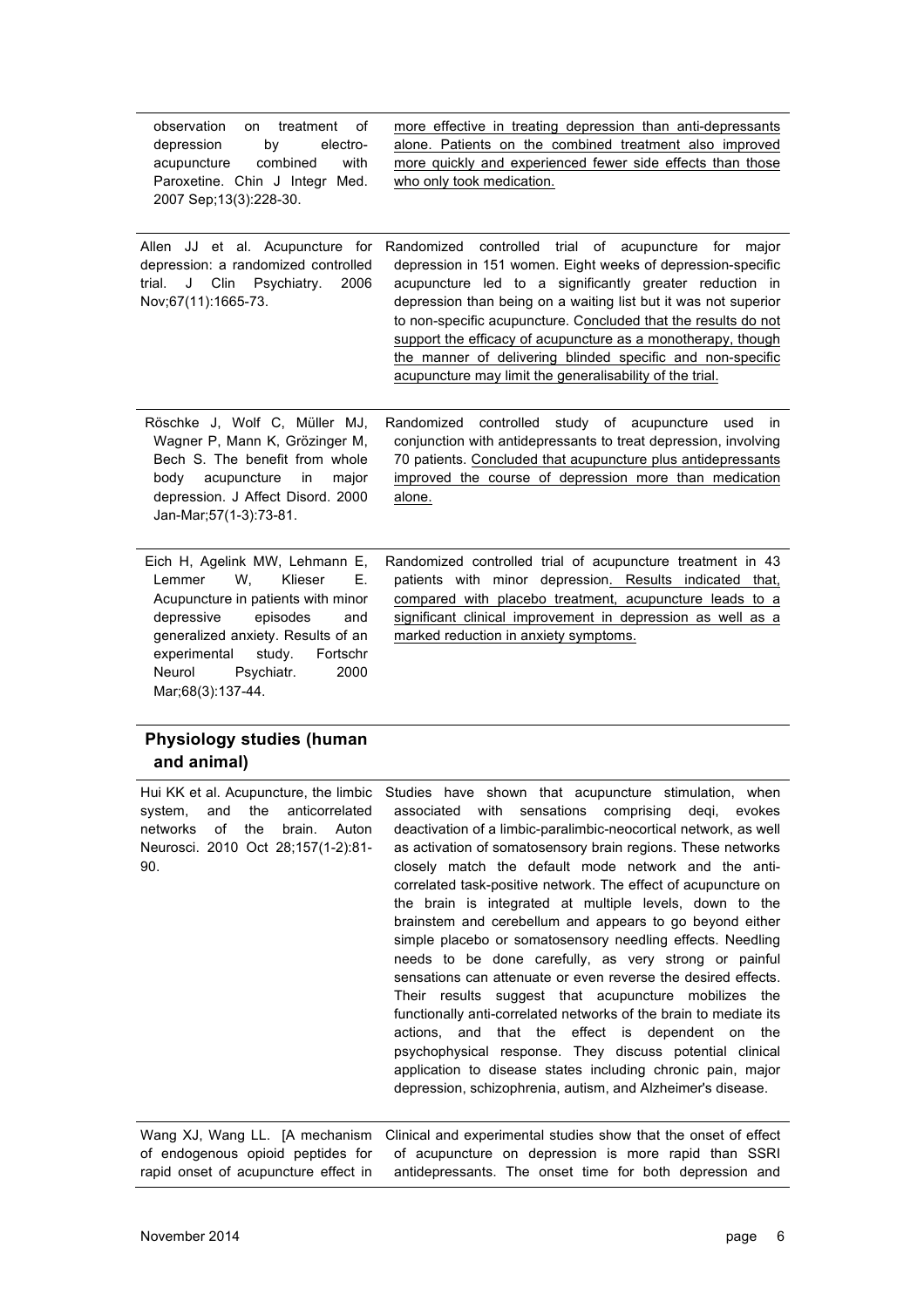| | |
|---|---|
| observation on treatment of depression by electro-acupuncture combined with Paroxetine. Chin J Integr Med. 2007 Sep;13(3):228-30. | more effective in treating depression than anti-depressants alone. Patients on the combined treatment also improved more quickly and experienced fewer side effects than those who only took medication. |
| Allen JJ et al. Acupuncture for depression: a randomized controlled trial. J Clin Psychiatry. 2006 Nov;67(11):1665-73. | Randomized controlled trial of acupuncture for major depression in 151 women. Eight weeks of depression-specific acupuncture led to a significantly greater reduction in depression than being on a waiting list but it was not superior to non-specific acupuncture. Concluded that the results do not support the efficacy of acupuncture as a monotherapy, though the manner of delivering blinded specific and non-specific acupuncture may limit the generalisability of the trial. |
| Röschke J, Wolf C, Müller MJ, Wagner P, Mann K, Grözinger M, Bech S. The benefit from whole body acupuncture in major depression. J Affect Disord. 2000 Jan-Mar;57(1-3):73-81. | Randomized controlled study of acupuncture used in conjunction with antidepressants to treat depression, involving 70 patients. Concluded that acupuncture plus antidepressants improved the course of depression more than medication alone. |
| Eich H, Agelink MW, Lehmann E, Lemmer W, Klieser E. Acupuncture in patients with minor depressive episodes and generalized anxiety. Results of an experimental study. Fortschr Neurol Psychiatr. 2000 Mar;68(3):137-44. | Randomized controlled trial of acupuncture treatment in 43 patients with minor depression. Results indicated that, compared with placebo treatment, acupuncture leads to a significant clinical improvement in depression as well as a marked reduction in anxiety symptoms. |
| **Physiology studies (human and animal)** | |
| Hui KK et al. Acupuncture, the limbic system, and the anticorrelated networks of the brain. Auton Neurosci. 2010 Oct 28;157(1-2):81-90. | Studies have shown that acupuncture stimulation, when associated with sensations comprising deqi, evokes deactivation of a limbic-paralimbic-neocortical network, as well as activation of somatosensory brain regions. These networks closely match the default mode network and the anti-correlated task-positive network. The effect of acupuncture on the brain is integrated at multiple levels, down to the brainstem and cerebellum and appears to go beyond either simple placebo or somatosensory needling effects. Needling needs to be done carefully, as very strong or painful sensations can attenuate or even reverse the desired effects. Their results suggest that acupuncture mobilizes the functionally anti-correlated networks of the brain to mediate its actions, and that the effect is dependent on the psychophysical response. They discuss potential clinical application to disease states including chronic pain, major depression, schizophrenia, autism, and Alzheimer's disease. |
| Wang XJ, Wang LL. [A mechanism of endogenous opioid peptides for rapid onset of acupuncture effect in | Clinical and experimental studies show that the onset of effect of acupuncture on depression is more rapid than SSRI antidepressants. The onset time for both depression and |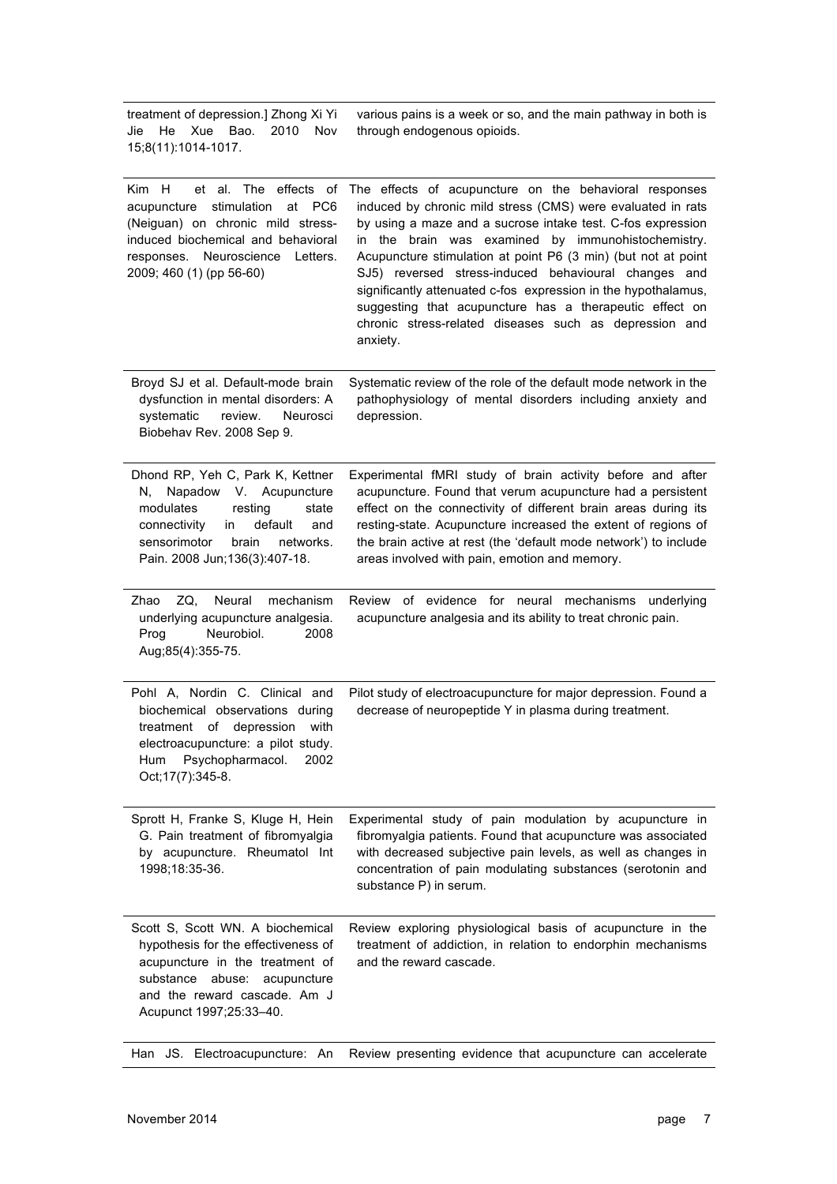| | |
|---|---|
| treatment of depression.] Zhong Xi Yi Jie He Xue Bao. 2010 Nov 15;8(11):1014-1017. | various pains is a week or so, and the main pathway in both is through endogenous opioids. |
| Kim H et al. The effects of acupuncture stimulation at PC6 (Neiguan) on chronic mild stress-induced biochemical and behavioral responses. Neuroscience Letters. 2009; 460 (1) (pp 56-60) | The effects of acupuncture on the behavioral responses induced by chronic mild stress (CMS) were evaluated in rats by using a maze and a sucrose intake test. C-fos expression in the brain was examined by immunohistochemistry. Acupuncture stimulation at point P6 (3 min) (but not at point SJ5) reversed stress-induced behavioural changes and significantly attenuated c-fos expression in the hypothalamus, suggesting that acupuncture has a therapeutic effect on chronic stress-related diseases such as depression and anxiety. |
| Broyd SJ et al. Default-mode brain dysfunction in mental disorders: A systematic review. Neurosci Biobehav Rev. 2008 Sep 9. | Systematic review of the role of the default mode network in the pathophysiology of mental disorders including anxiety and depression. |
| Dhond RP, Yeh C, Park K, Kettner N, Napadow V. Acupuncture modulates resting state connectivity in default and sensorimotor brain networks. Pain. 2008 Jun;136(3):407-18. | Experimental fMRI study of brain activity before and after acupuncture. Found that verum acupuncture had a persistent effect on the connectivity of different brain areas during its resting-state. Acupuncture increased the extent of regions of the brain active at rest (the 'default mode network') to include areas involved with pain, emotion and memory. |
| Zhao ZQ, Neural mechanism underlying acupuncture analgesia. Prog Neurobiol. 2008 Aug;85(4):355-75. | Review of evidence for neural mechanisms underlying acupuncture analgesia and its ability to treat chronic pain. |
| Pohl A, Nordin C. Clinical and biochemical observations during treatment of depression with electroacupuncture: a pilot study. Hum Psychopharmacol. 2002 Oct;17(7):345-8. | Pilot study of electroacupuncture for major depression. Found a decrease of neuropeptide Y in plasma during treatment. |
| Sprott H, Franke S, Kluge H, Hein G. Pain treatment of fibromyalgia by acupuncture. Rheumatol Int 1998;18:35-36. | Experimental study of pain modulation by acupuncture in fibromyalgia patients. Found that acupuncture was associated with decreased subjective pain levels, as well as changes in concentration of pain modulating substances (serotonin and substance P) in serum. |
| Scott S, Scott WN. A biochemical hypothesis for the effectiveness of acupuncture in the treatment of substance abuse: acupuncture and the reward cascade. Am J Acupunct 1997;25:33–40. | Review exploring physiological basis of acupuncture in the treatment of addiction, in relation to endorphin mechanisms and the reward cascade. |
| Han JS. Electroacupuncture: An | Review presenting evidence that acupuncture can accelerate |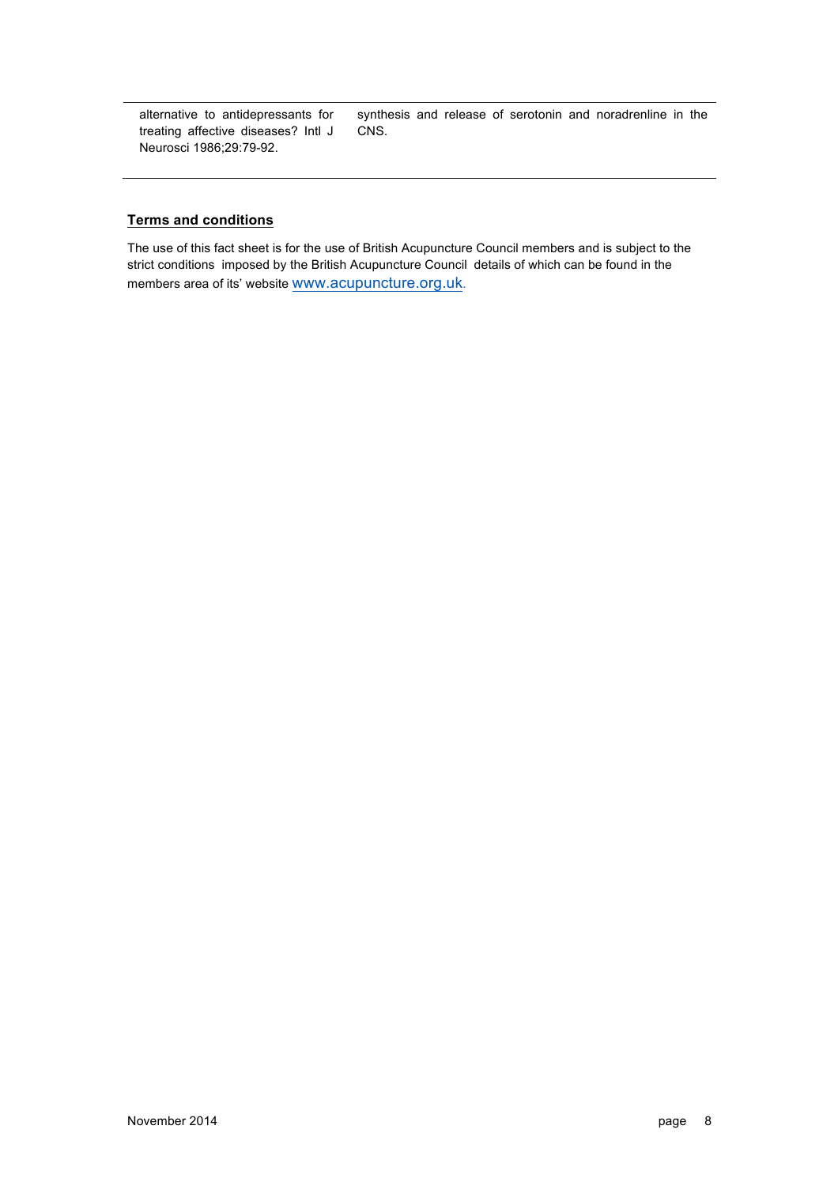| | |
|---|---|
| alternative to antidepressants for treating affective diseases? Intl J Neurosci 1986;29:79-92. | synthesis and release of serotonin and noradrenline in the CNS. |

**Terms and conditions**

The use of this fact sheet is for the use of British Acupuncture Council members and is subject to the strict conditions imposed by the British Acupuncture Council details of which can be found in the members area of its' website www.acupuncture.org.uk.

November 2014